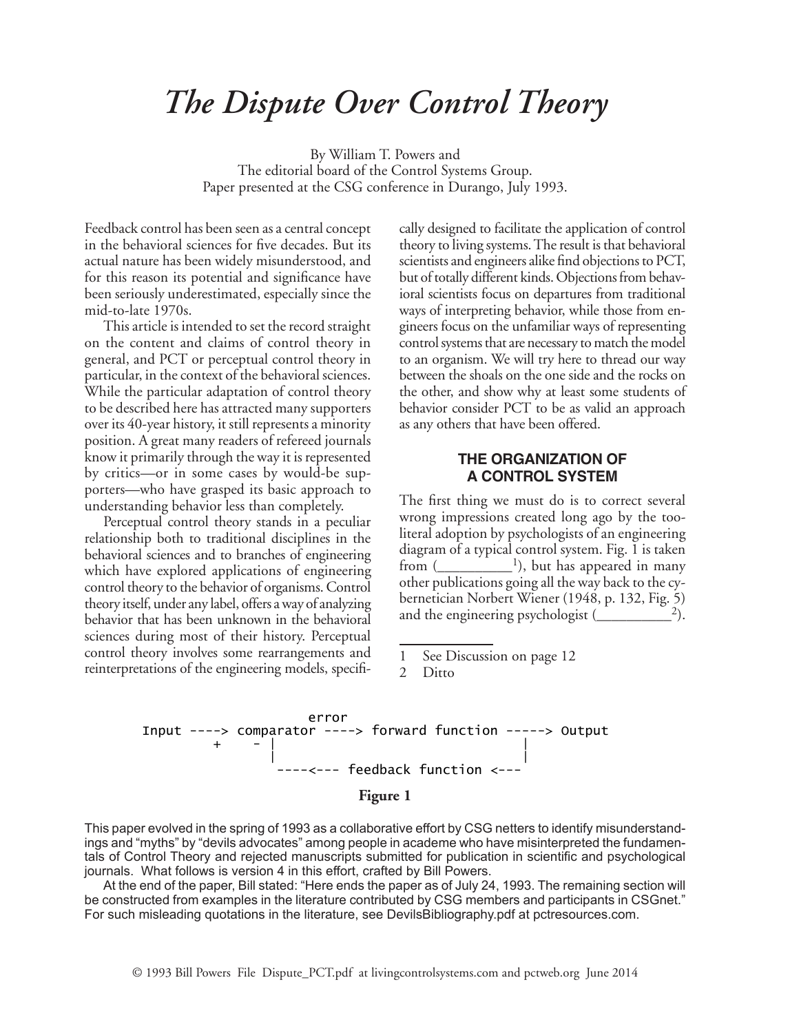# The Dispute Over Control Theory

By William T. Powers and
The editorial board of the Control Systems Group.
Paper presented at the CSG conference in Durango, July 1993.

Feedback control has been seen as a central concept in the behavioral sciences for five decades. But its actual nature has been widely misunderstood, and for this reason its potential and significance have been seriously underestimated, especially since the mid-to-late 1970s.

This article is intended to set the record straight on the content and claims of control theory in general, and PCT or perceptual control theory in particular, in the context of the behavioral sciences. While the particular adaptation of control theory to be described here has attracted many supporters over its 40-year history, it still represents a minority position. A great many readers of refereed journals know it primarily through the way it is represented by critics—or in some cases by would-be supporters—who have grasped its basic approach to understanding behavior less than completely.

Perceptual control theory stands in a peculiar relationship both to traditional disciplines in the behavioral sciences and to branches of engineering which have explored applications of engineering control theory to the behavior of organisms. Control theory itself, under any label, offers a way of analyzing behavior that has been unknown in the behavioral sciences during most of their history. Perceptual control theory involves some rearrangements and reinterpretations of the engineering models, specifically designed to facilitate the application of control theory to living systems. The result is that behavioral scientists and engineers alike find objections to PCT, but of totally different kinds. Objections from behavioral scientists focus on departures from traditional ways of interpreting behavior, while those from engineers focus on the unfamiliar ways of representing control systems that are necessary to match the model to an organism. We will try here to thread our way between the shoals on the one side and the rocks on the other, and show why at least some students of behavior consider PCT to be as valid an approach as any others that have been offered.

### THE ORGANIZATION OF A CONTROL SYSTEM

The first thing we must do is to correct several wrong impressions created long ago by the too-literal adoption by psychologists of an engineering diagram of a typical control system. Fig. 1 is taken from (__________[1]), but has appeared in many other publications going all the way back to the cybernetician Norbert Wiener (1948, p. 132, Fig. 5) and the engineering psychologist (__________[2]).

1 See Discussion on page 12
2 Ditto

```
                    error
Input ----> comparator ----> forward function -----> Output
         +     - |                                  |
                 |                                  |
                 ----<--- feedback function <---
```

**Figure 1**

This paper evolved in the spring of 1993 as a collaborative effort by CSG netters to identify misunderstandings and "myths" by "devils advocates" among people in academe who have misinterpreted the fundamentals of Control Theory and rejected manuscripts submitted for publication in scientific and psychological journals. What follows is version 4 in this effort, crafted by Bill Powers.

At the end of the paper, Bill stated: "Here ends the paper as of July 24, 1993. The remaining section will be constructed from examples in the literature contributed by CSG members and participants in CSGnet." For such misleading quotations in the literature, see DevilsBibliography.pdf at pctresources.com.

© 1993 Bill Powers File Dispute_PCT.pdf at livingcontrolsystems.com and pctweb.org June 2014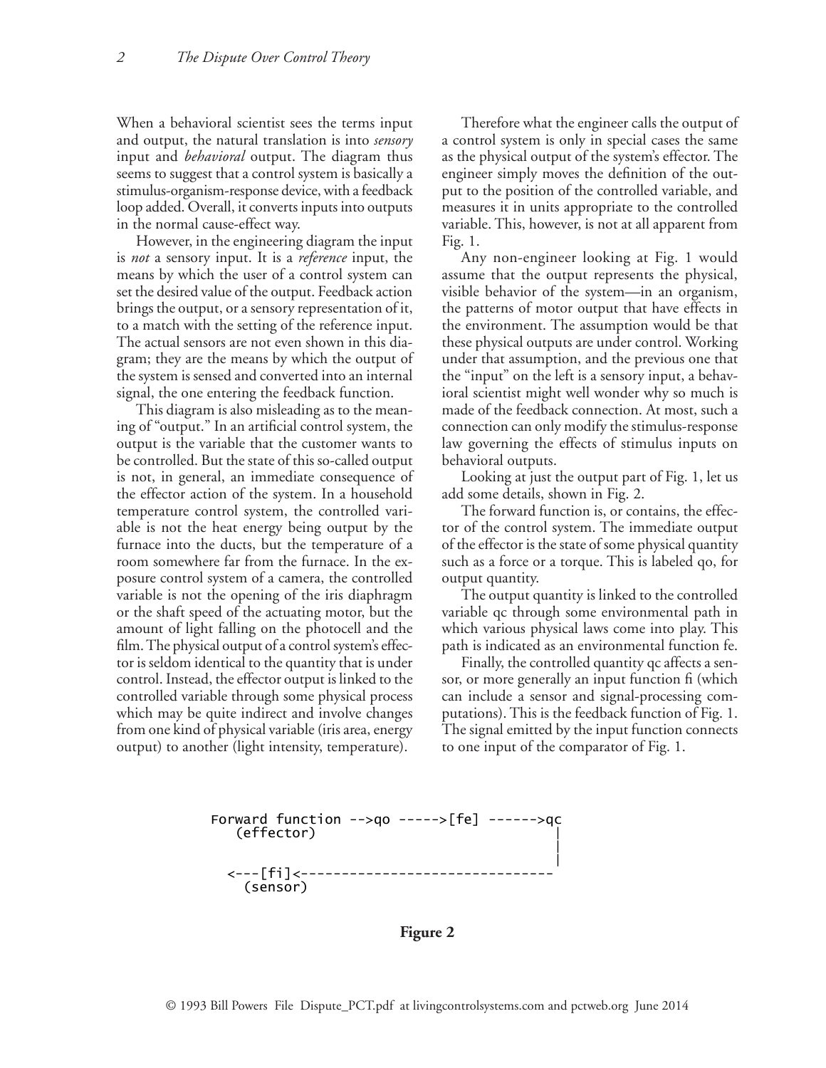When a behavioral scientist sees the terms input and output, the natural translation is into *sensory* input and *behavioral* output. The diagram thus seems to suggest that a control system is basically a stimulus-organism-response device, with a feedback loop added. Overall, it converts inputs into outputs in the normal cause-effect way.

However, in the engineering diagram the input is *not* a sensory input. It is a *reference* input, the means by which the user of a control system can set the desired value of the output. Feedback action brings the output, or a sensory representation of it, to a match with the setting of the reference input. The actual sensors are not even shown in this diagram; they are the means by which the output of the system is sensed and converted into an internal signal, the one entering the feedback function.

This diagram is also misleading as to the meaning of "output." In an artificial control system, the output is the variable that the customer wants to be controlled. But the state of this so-called output is not, in general, an immediate consequence of the effector action of the system. In a household temperature control system, the controlled variable is not the heat energy being output by the furnace into the ducts, but the temperature of a room somewhere far from the furnace. In the exposure control system of a camera, the controlled variable is not the opening of the iris diaphragm or the shaft speed of the actuating motor, but the amount of light falling on the photocell and the film. The physical output of a control system's effector is seldom identical to the quantity that is under control. Instead, the effector output is linked to the controlled variable through some physical process which may be quite indirect and involve changes from one kind of physical variable (iris area, energy output) to another (light intensity, temperature).

Therefore what the engineer calls the output of a control system is only in special cases the same as the physical output of the system's effector. The engineer simply moves the definition of the output to the position of the controlled variable, and measures it in units appropriate to the controlled variable. This, however, is not at all apparent from Fig. 1.

Any non-engineer looking at Fig. 1 would assume that the output represents the physical, visible behavior of the system—in an organism, the patterns of motor output that have effects in the environment. The assumption would be that these physical outputs are under control. Working under that assumption, and the previous one that the "input" on the left is a sensory input, a behavioral scientist might well wonder why so much is made of the feedback connection. At most, such a connection can only modify the stimulus-response law governing the effects of stimulus inputs on behavioral outputs.

Looking at just the output part of Fig. 1, let us add some details, shown in Fig. 2.

The forward function is, or contains, the effector of the control system. The immediate output of the effector is the state of some physical quantity such as a force or a torque. This is labeled qo, for output quantity.

The output quantity is linked to the controlled variable qc through some environmental path in which various physical laws come into play. This path is indicated as an environmental function fe.

Finally, the controlled quantity qc affects a sensor, or more generally an input function fi (which can include a sensor and signal-processing computations). This is the feedback function of Fig. 1. The signal emitted by the input function connects to one input of the comparator of Fig. 1.

```
Forward function -->qo ----->[fe] ------>qc
   (effector)                              |
                                           |
                                           |
  <---[fi]<-------------------------------
     (sensor)
```

**Figure 2**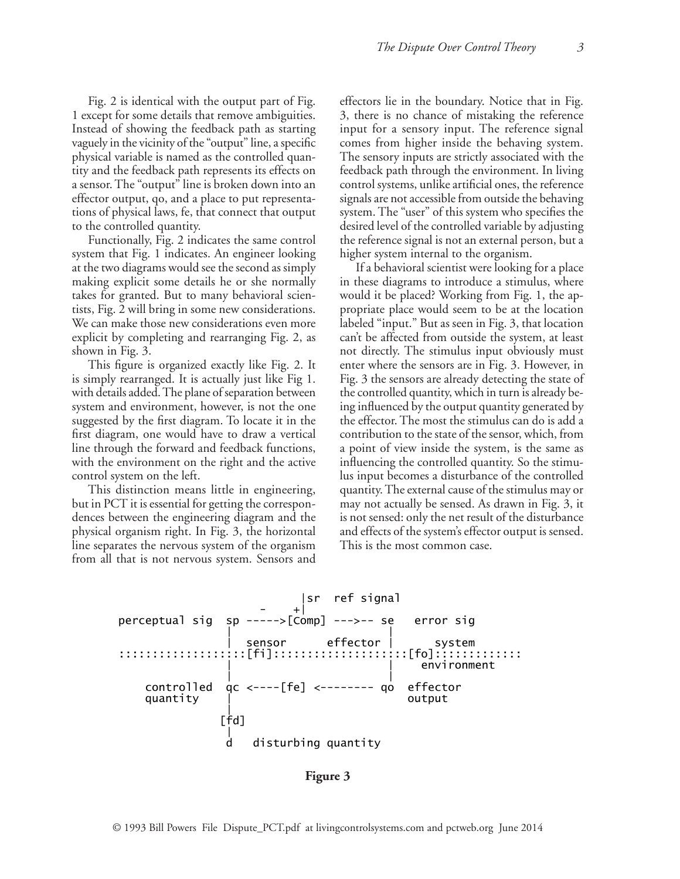Fig. 2 is identical with the output part of Fig. 1 except for some details that remove ambiguities. Instead of showing the feedback path as starting vaguely in the vicinity of the "output" line, a specific physical variable is named as the controlled quantity and the feedback path represents its effects on a sensor. The "output" line is broken down into an effector output, qo, and a place to put representations of physical laws, fe, that connect that output to the controlled quantity.

Functionally, Fig. 2 indicates the same control system that Fig. 1 indicates. An engineer looking at the two diagrams would see the second as simply making explicit some details he or she normally takes for granted. But to many behavioral scientists, Fig. 2 will bring in some new considerations. We can make those new considerations even more explicit by completing and rearranging Fig. 2, as shown in Fig. 3.

This figure is organized exactly like Fig. 2. It is simply rearranged. It is actually just like Fig 1. with details added. The plane of separation between system and environment, however, is not the one suggested by the first diagram. To locate it in the first diagram, one would have to draw a vertical line through the forward and feedback functions, with the environment on the right and the active control system on the left.

This distinction means little in engineering, but in PCT it is essential for getting the correspondences between the engineering diagram and the physical organism right. In Fig. 3, the horizontal line separates the nervous system of the organism from all that is not nervous system. Sensors and effectors lie in the boundary. Notice that in Fig. 3, there is no chance of mistaking the reference input for a sensory input. The reference signal comes from higher inside the behaving system. The sensory inputs are strictly associated with the feedback path through the environment. In living control systems, unlike artificial ones, the reference signals are not accessible from outside the behaving system. The "user" of this system who specifies the desired level of the controlled variable by adjusting the reference signal is not an external person, but a higher system internal to the organism.

If a behavioral scientist were looking for a place in these diagrams to introduce a stimulus, where would it be placed? Working from Fig. 1, the appropriate place would seem to be at the location labeled "input." But as seen in Fig. 3, that location can't be affected from outside the system, at least not directly. The stimulus input obviously must enter where the sensors are in Fig. 3. However, in Fig. 3 the sensors are already detecting the state of the controlled quantity, which in turn is already being influenced by the output quantity generated by the effector. The most the stimulus can do is add a contribution to the state of the sensor, which, from a point of view inside the system, is the same as influencing the controlled quantity. So the stimulus input becomes a disturbance of the controlled quantity. The external cause of the stimulus may or may not actually be sensed. As drawn in Fig. 3, it is not sensed: only the net result of the disturbance and effects of the system's effector output is sensed. This is the most common case.

```
                                |sr  ref signal
                           -    +|
perceptual sig  sp ----->[Comp] --->-- se   error sig
                 |                      |
                 |  sensor      effector |     system
:::::::::::::::::[fi]::::::::::::::::::[fo]:::::::::::
                 |                      |    environment
                 |                      |
    controlled  qc <----[fe] <-------- qo  effector
    quantity     |                          output
                 |
               [fd]
                 |
                 d   disturbing quantity
```

**Figure 3**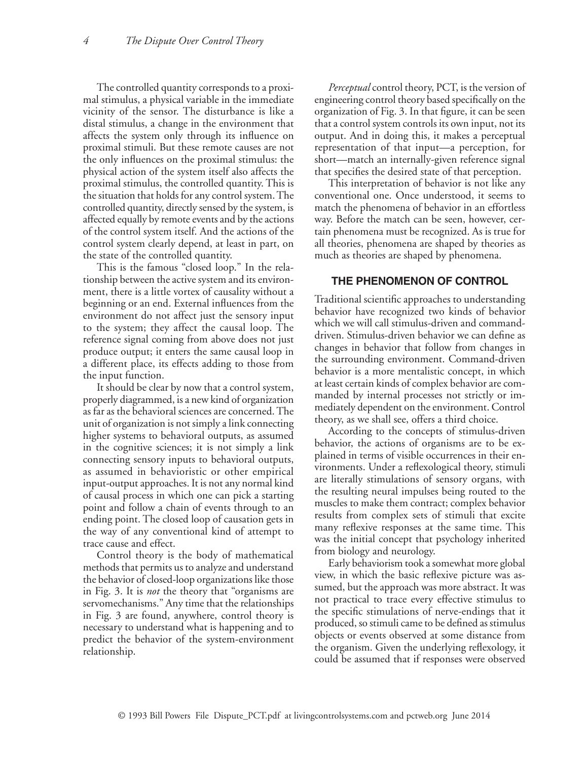The controlled quantity corresponds to a proximal stimulus, a physical variable in the immediate vicinity of the sensor. The disturbance is like a distal stimulus, a change in the environment that affects the system only through its influence on proximal stimuli. But these remote causes are not the only influences on the proximal stimulus: the physical action of the system itself also affects the proximal stimulus, the controlled quantity. This is the situation that holds for any control system. The controlled quantity, directly sensed by the system, is affected equally by remote events and by the actions of the control system itself. And the actions of the control system clearly depend, at least in part, on the state of the controlled quantity.

This is the famous "closed loop." In the relationship between the active system and its environment, there is a little vortex of causality without a beginning or an end. External influences from the environment do not affect just the sensory input to the system; they affect the causal loop. The reference signal coming from above does not just produce output; it enters the same causal loop in a different place, its effects adding to those from the input function.

It should be clear by now that a control system, properly diagrammed, is a new kind of organization as far as the behavioral sciences are concerned. The unit of organization is not simply a link connecting higher systems to behavioral outputs, as assumed in the cognitive sciences; it is not simply a link connecting sensory inputs to behavioral outputs, as assumed in behavioristic or other empirical input-output approaches. It is not any normal kind of causal process in which one can pick a starting point and follow a chain of events through to an ending point. The closed loop of causation gets in the way of any conventional kind of attempt to trace cause and effect.

Control theory is the body of mathematical methods that permits us to analyze and understand the behavior of closed-loop organizations like those in Fig. 3. It is *not* the theory that "organisms are servomechanisms." Any time that the relationships in Fig. 3 are found, anywhere, control theory is necessary to understand what is happening and to predict the behavior of the system-environment relationship.

*Perceptual* control theory, PCT, is the version of engineering control theory based specifically on the organization of Fig. 3. In that figure, it can be seen that a control system controls its own input, not its output. And in doing this, it makes a perceptual representation of that input—a perception, for short—match an internally-given reference signal that specifies the desired state of that perception.

This interpretation of behavior is not like any conventional one. Once understood, it seems to match the phenomena of behavior in an effortless way. Before the match can be seen, however, certain phenomena must be recognized. As is true for all theories, phenomena are shaped by theories as much as theories are shaped by phenomena.

## THE PHENOMENON OF CONTROL

Traditional scientific approaches to understanding behavior have recognized two kinds of behavior which we will call stimulus-driven and command-driven. Stimulus-driven behavior we can define as changes in behavior that follow from changes in the surrounding environment. Command-driven behavior is a more mentalistic concept, in which at least certain kinds of complex behavior are commanded by internal processes not strictly or immediately dependent on the environment. Control theory, as we shall see, offers a third choice.

According to the concepts of stimulus-driven behavior, the actions of organisms are to be explained in terms of visible occurrences in their environments. Under a reflexological theory, stimuli are literally stimulations of sensory organs, with the resulting neural impulses being routed to the muscles to make them contract; complex behavior results from complex sets of stimuli that excite many reflexive responses at the same time. This was the initial concept that psychology inherited from biology and neurology.

Early behaviorism took a somewhat more global view, in which the basic reflexive picture was assumed, but the approach was more abstract. It was not practical to trace every effective stimulus to the specific stimulations of nerve-endings that it produced, so stimuli came to be defined as stimulus objects or events observed at some distance from the organism. Given the underlying reflexology, it could be assumed that if responses were observed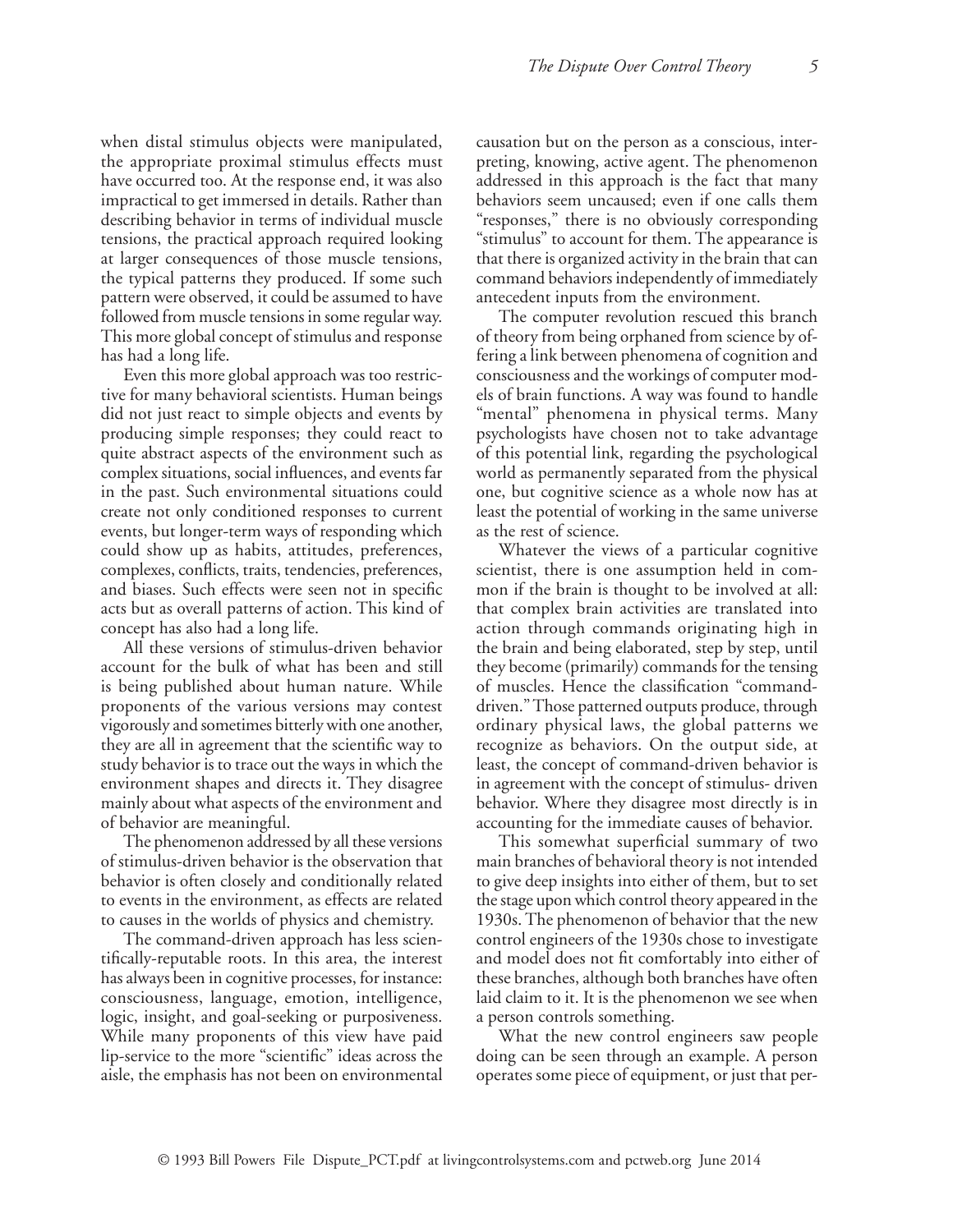when distal stimulus objects were manipulated, the appropriate proximal stimulus effects must have occurred too. At the response end, it was also impractical to get immersed in details. Rather than describing behavior in terms of individual muscle tensions, the practical approach required looking at larger consequences of those muscle tensions, the typical patterns they produced. If some such pattern were observed, it could be assumed to have followed from muscle tensions in some regular way. This more global concept of stimulus and response has had a long life.

Even this more global approach was too restrictive for many behavioral scientists. Human beings did not just react to simple objects and events by producing simple responses; they could react to quite abstract aspects of the environment such as complex situations, social influences, and events far in the past. Such environmental situations could create not only conditioned responses to current events, but longer-term ways of responding which could show up as habits, attitudes, preferences, complexes, conflicts, traits, tendencies, preferences, and biases. Such effects were seen not in specific acts but as overall patterns of action. This kind of concept has also had a long life.

All these versions of stimulus-driven behavior account for the bulk of what has been and still is being published about human nature. While proponents of the various versions may contest vigorously and sometimes bitterly with one another, they are all in agreement that the scientific way to study behavior is to trace out the ways in which the environment shapes and directs it. They disagree mainly about what aspects of the environment and of behavior are meaningful.

The phenomenon addressed by all these versions of stimulus-driven behavior is the observation that behavior is often closely and conditionally related to events in the environment, as effects are related to causes in the worlds of physics and chemistry.

The command-driven approach has less scientifically-reputable roots. In this area, the interest has always been in cognitive processes, for instance: consciousness, language, emotion, intelligence, logic, insight, and goal-seeking or purposiveness. While many proponents of this view have paid lip-service to the more "scientific" ideas across the aisle, the emphasis has not been on environmental causation but on the person as a conscious, interpreting, knowing, active agent. The phenomenon addressed in this approach is the fact that many behaviors seem uncaused; even if one calls them "responses," there is no obviously corresponding "stimulus" to account for them. The appearance is that there is organized activity in the brain that can command behaviors independently of immediately antecedent inputs from the environment.

The computer revolution rescued this branch of theory from being orphaned from science by offering a link between phenomena of cognition and consciousness and the workings of computer models of brain functions. A way was found to handle "mental" phenomena in physical terms. Many psychologists have chosen not to take advantage of this potential link, regarding the psychological world as permanently separated from the physical one, but cognitive science as a whole now has at least the potential of working in the same universe as the rest of science.

Whatever the views of a particular cognitive scientist, there is one assumption held in common if the brain is thought to be involved at all: that complex brain activities are translated into action through commands originating high in the brain and being elaborated, step by step, until they become (primarily) commands for the tensing of muscles. Hence the classification "command-driven." Those patterned outputs produce, through ordinary physical laws, the global patterns we recognize as behaviors. On the output side, at least, the concept of command-driven behavior is in agreement with the concept of stimulus- driven behavior. Where they disagree most directly is in accounting for the immediate causes of behavior.

This somewhat superficial summary of two main branches of behavioral theory is not intended to give deep insights into either of them, but to set the stage upon which control theory appeared in the 1930s. The phenomenon of behavior that the new control engineers of the 1930s chose to investigate and model does not fit comfortably into either of these branches, although both branches have often laid claim to it. It is the phenomenon we see when a person controls something.

What the new control engineers saw people doing can be seen through an example. A person operates some piece of equipment, or just that per-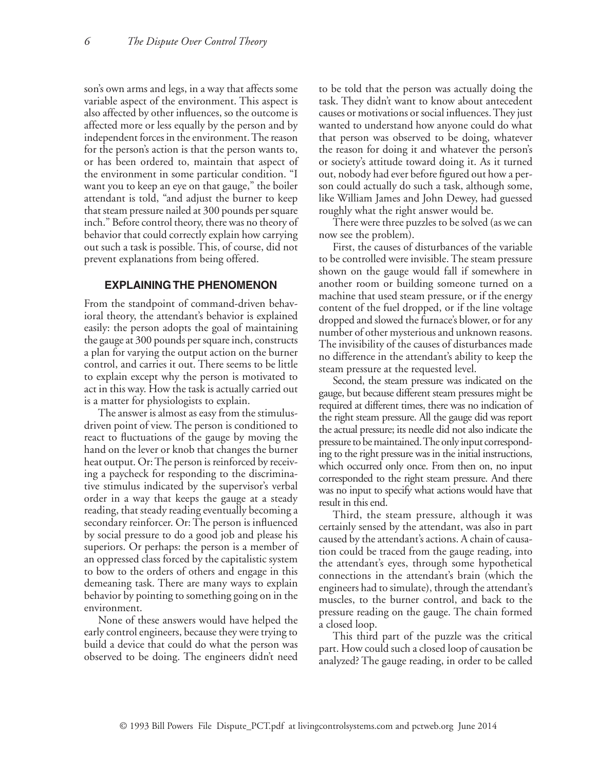son's own arms and legs, in a way that affects some variable aspect of the environment. This aspect is also affected by other influences, so the outcome is affected more or less equally by the person and by independent forces in the environment. The reason for the person's action is that the person wants to, or has been ordered to, maintain that aspect of the environment in some particular condition. "I want you to keep an eye on that gauge," the boiler attendant is told, "and adjust the burner to keep that steam pressure nailed at 300 pounds per square inch." Before control theory, there was no theory of behavior that could correctly explain how carrying out such a task is possible. This, of course, did not prevent explanations from being offered.

## EXPLAINING THE PHENOMENON

From the standpoint of command-driven behavioral theory, the attendant's behavior is explained easily: the person adopts the goal of maintaining the gauge at 300 pounds per square inch, constructs a plan for varying the output action on the burner control, and carries it out. There seems to be little to explain except why the person is motivated to act in this way. How the task is actually carried out is a matter for physiologists to explain.

The answer is almost as easy from the stimulus-driven point of view. The person is conditioned to react to fluctuations of the gauge by moving the hand on the lever or knob that changes the burner heat output. Or: The person is reinforced by receiving a paycheck for responding to the discriminative stimulus indicated by the supervisor's verbal order in a way that keeps the gauge at a steady reading, that steady reading eventually becoming a secondary reinforcer. Or: The person is influenced by social pressure to do a good job and please his superiors. Or perhaps: the person is a member of an oppressed class forced by the capitalistic system to bow to the orders of others and engage in this demeaning task. There are many ways to explain behavior by pointing to something going on in the environment.

None of these answers would have helped the early control engineers, because they were trying to build a device that could do what the person was observed to be doing. The engineers didn't need to be told that the person was actually doing the task. They didn't want to know about antecedent causes or motivations or social influences. They just wanted to understand how anyone could do what that person was observed to be doing, whatever the reason for doing it and whatever the person's or society's attitude toward doing it. As it turned out, nobody had ever before figured out how a person could actually do such a task, although some, like William James and John Dewey, had guessed roughly what the right answer would be.

There were three puzzles to be solved (as we can now see the problem).

First, the causes of disturbances of the variable to be controlled were invisible. The steam pressure shown on the gauge would fall if somewhere in another room or building someone turned on a machine that used steam pressure, or if the energy content of the fuel dropped, or if the line voltage dropped and slowed the furnace's blower, or for any number of other mysterious and unknown reasons. The invisibility of the causes of disturbances made no difference in the attendant's ability to keep the steam pressure at the requested level.

Second, the steam pressure was indicated on the gauge, but because different steam pressures might be required at different times, there was no indication of the right steam pressure. All the gauge did was report the actual pressure; its needle did not also indicate the pressure to be maintained. The only input corresponding to the right pressure was in the initial instructions, which occurred only once. From then on, no input corresponded to the right steam pressure. And there was no input to specify what actions would have that result in this end.

Third, the steam pressure, although it was certainly sensed by the attendant, was also in part caused by the attendant's actions. A chain of causation could be traced from the gauge reading, into the attendant's eyes, through some hypothetical connections in the attendant's brain (which the engineers had to simulate), through the attendant's muscles, to the burner control, and back to the pressure reading on the gauge. The chain formed a closed loop.

This third part of the puzzle was the critical part. How could such a closed loop of causation be analyzed? The gauge reading, in order to be called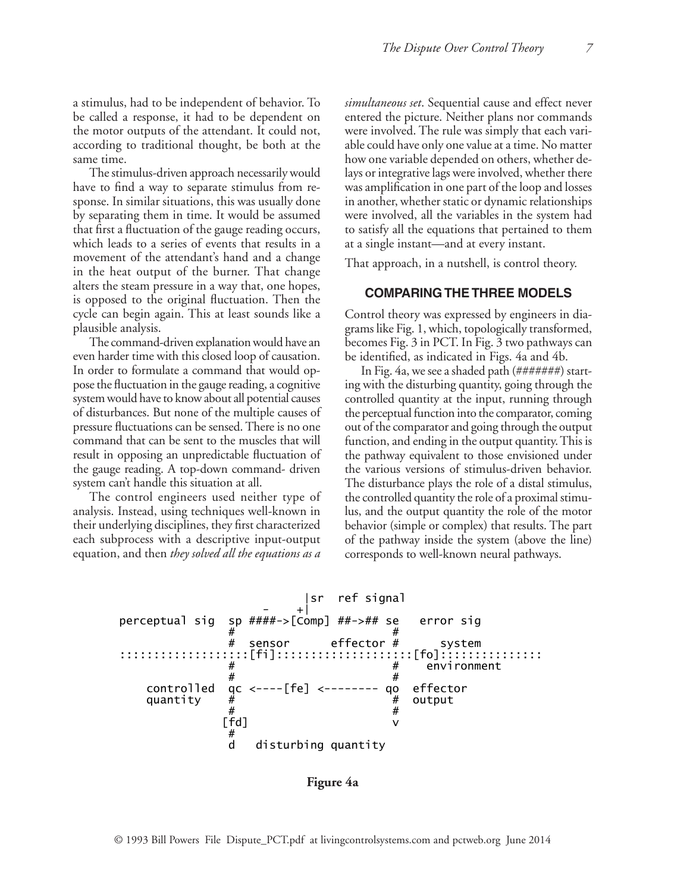a stimulus, had to be independent of behavior. To be called a response, it had to be dependent on the motor outputs of the attendant. It could not, according to traditional thought, be both at the same time.

The stimulus-driven approach necessarily would have to find a way to separate stimulus from response. In similar situations, this was usually done by separating them in time. It would be assumed that first a fluctuation of the gauge reading occurs, which leads to a series of events that results in a movement of the attendant's hand and a change in the heat output of the burner. That change alters the steam pressure in a way that, one hopes, is opposed to the original fluctuation. Then the cycle can begin again. This at least sounds like a plausible analysis.

The command-driven explanation would have an even harder time with this closed loop of causation. In order to formulate a command that would oppose the fluctuation in the gauge reading, a cognitive system would have to know about all potential causes of disturbances. But none of the multiple causes of pressure fluctuations can be sensed. There is no one command that can be sent to the muscles that will result in opposing an unpredictable fluctuation of the gauge reading. A top-down command- driven system can't handle this situation at all.

The control engineers used neither type of analysis. Instead, using techniques well-known in their underlying disciplines, they first characterized each subprocess with a descriptive input-output equation, and then *they solved all the equations as a simultaneous set*. Sequential cause and effect never entered the picture. Neither plans nor commands were involved. The rule was simply that each variable could have only one value at a time. No matter how one variable depended on others, whether delays or integrative lags were involved, whether there was amplification in one part of the loop and losses in another, whether static or dynamic relationships were involved, all the variables in the system had to satisfy all the equations that pertained to them at a single instant—and at every instant.

That approach, in a nutshell, is control theory.

## COMPARING THE THREE MODELS

Control theory was expressed by engineers in diagrams like Fig. 1, which, topologically transformed, becomes Fig. 3 in PCT. In Fig. 3 two pathways can be identified, as indicated in Figs. 4a and 4b.

In Fig. 4a, we see a shaded path (#######) starting with the disturbing quantity, going through the controlled quantity at the input, running through the perceptual function into the comparator, coming out of the comparator and going through the output function, and ending in the output quantity. This is the pathway equivalent to those envisioned under the various versions of stimulus-driven behavior. The disturbance plays the role of a distal stimulus, the controlled quantity the role of a proximal stimulus, and the output quantity the role of the motor behavior (simple or complex) that results. The part of the pathway inside the system (above the line) corresponds to well-known neural pathways.

```
                          |sr  ref signal
                     -    +|
perceptual sig  sp ####->[Comp] ##->## se   error sig
                #                      #
                #  sensor      effector #      system
::::::::::::::::::[fi]::::::::::::::::::[fo]::::::::::::::
                #                      #    environment
                #                      #
    controlled  qc <----[fe] <-------- qo  effector
    quantity    #                      #   output
                #                      #
               [fd]                    v
                #
                d   disturbing quantity
```

**Figure 4a**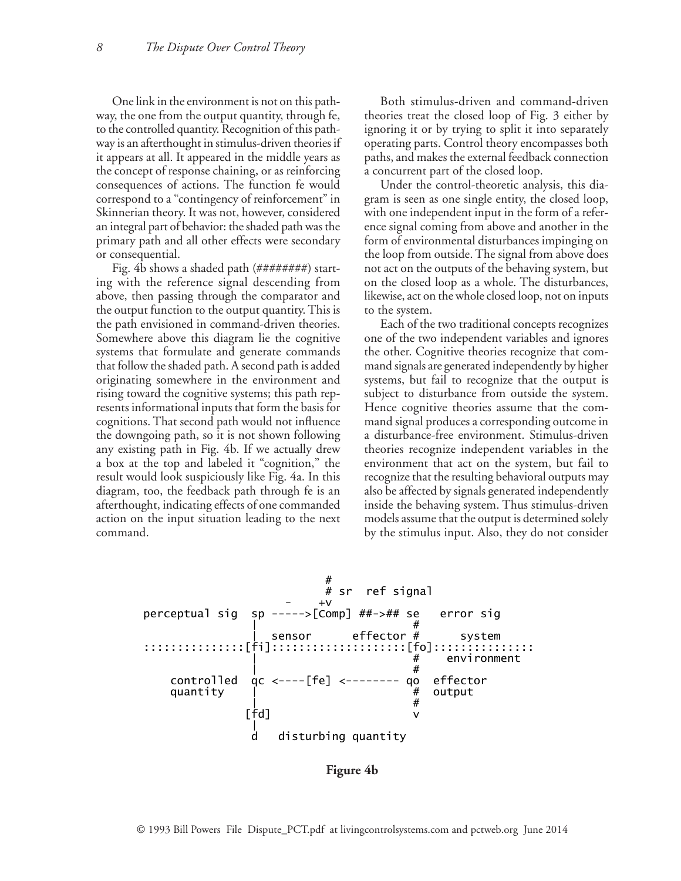One link in the environment is not on this pathway, the one from the output quantity, through fe, to the controlled quantity. Recognition of this pathway is an afterthought in stimulus-driven theories if it appears at all. It appeared in the middle years as the concept of response chaining, or as reinforcing consequences of actions. The function fe would correspond to a "contingency of reinforcement" in Skinnerian theory. It was not, however, considered an integral part of behavior: the shaded path was the primary path and all other effects were secondary or consequential.

Fig. 4b shows a shaded path (########) starting with the reference signal descending from above, then passing through the comparator and the output function to the output quantity. This is the path envisioned in command-driven theories. Somewhere above this diagram lie the cognitive systems that formulate and generate commands that follow the shaded path. A second path is added originating somewhere in the environment and rising toward the cognitive systems; this path represents informational inputs that form the basis for cognitions. That second path would not influence the downgoing path, so it is not shown following any existing path in Fig. 4b. If we actually drew a box at the top and labeled it "cognition," the result would look suspiciously like Fig. 4a. In this diagram, too, the feedback path through fe is an afterthought, indicating effects of one commanded action on the input situation leading to the next command.

Both stimulus-driven and command-driven theories treat the closed loop of Fig. 3 either by ignoring it or by trying to split it into separately operating parts. Control theory encompasses both paths, and makes the external feedback connection a concurrent part of the closed loop.

Under the control-theoretic analysis, this diagram is seen as one single entity, the closed loop, with one independent input in the form of a reference signal coming from above and another in the form of environmental disturbances impinging on the loop from outside. The signal from above does not act on the outputs of the behaving system, but on the closed loop as a whole. The disturbances, likewise, act on the whole closed loop, not on inputs to the system.

Each of the two traditional concepts recognizes one of the two independent variables and ignores the other. Cognitive theories recognize that command signals are generated independently by higher systems, but fail to recognize that the output is subject to disturbance from outside the system. Hence cognitive theories assume that the command signal produces a corresponding outcome in a disturbance-free environment. Stimulus-driven theories recognize independent variables in the environment that act on the system, but fail to recognize that the resulting behavioral outputs may also be affected by signals generated independently inside the behaving system. Thus stimulus-driven models assume that the output is determined solely by the stimulus input. Also, they do not consider

```
                              #
                              # sr   ref signal
                         -    +v
perceptual sig   sp ----->[Comp] ##->## se    error sig
                 |                      #
                 |   sensor     effector #       system
::::::::::::::[fi]::::::::::::::::::[fo]:::::::::::::::
                 |                      #    environment
                 |                      #
    controlled   qc <----[fe] <-------- qo   effector
    quantity     |                      #    output
                 |                      #
               [fd]                     v
                 |
                 d   disturbing quantity
```

**Figure 4b**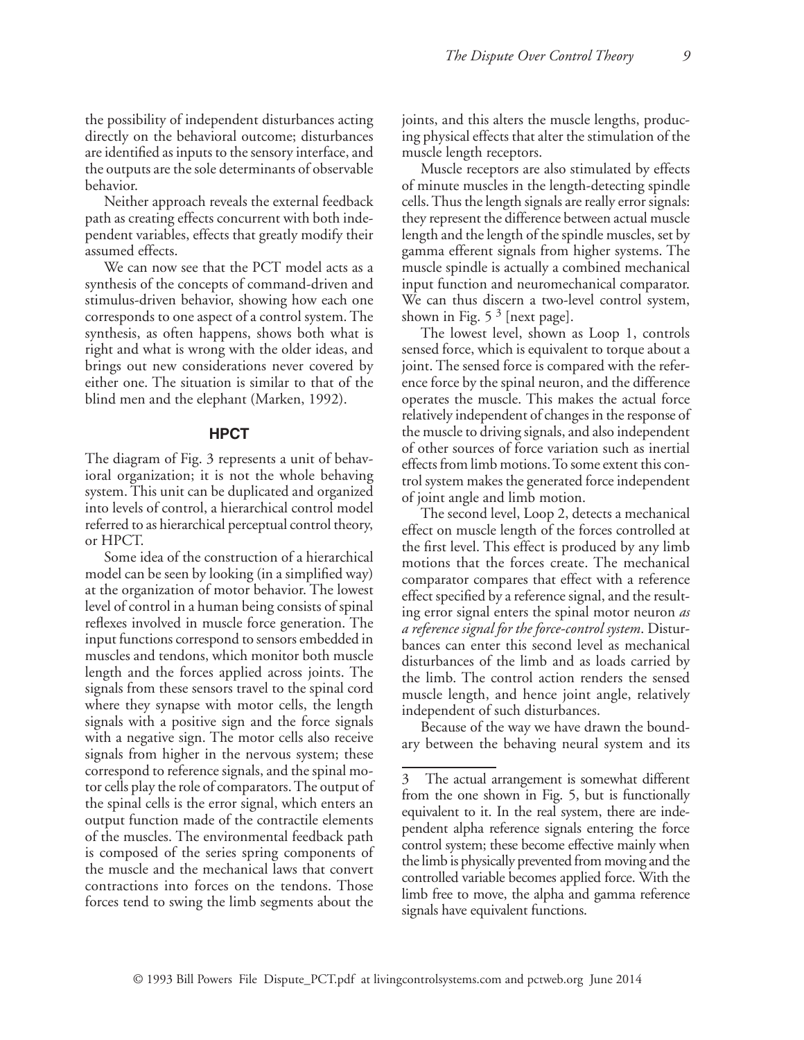the possibility of independent disturbances acting directly on the behavioral outcome; disturbances are identified as inputs to the sensory interface, and the outputs are the sole determinants of observable behavior.

Neither approach reveals the external feedback path as creating effects concurrent with both independent variables, effects that greatly modify their assumed effects.

We can now see that the PCT model acts as a synthesis of the concepts of command-driven and stimulus-driven behavior, showing how each one corresponds to one aspect of a control system. The synthesis, as often happens, shows both what is right and what is wrong with the older ideas, and brings out new considerations never covered by either one. The situation is similar to that of the blind men and the elephant (Marken, 1992).

## HPCT

The diagram of Fig. 3 represents a unit of behavioral organization; it is not the whole behaving system. This unit can be duplicated and organized into levels of control, a hierarchical control model referred to as hierarchical perceptual control theory, or HPCT.

Some idea of the construction of a hierarchical model can be seen by looking (in a simplified way) at the organization of motor behavior. The lowest level of control in a human being consists of spinal reflexes involved in muscle force generation. The input functions correspond to sensors embedded in muscles and tendons, which monitor both muscle length and the forces applied across joints. The signals from these sensors travel to the spinal cord where they synapse with motor cells, the length signals with a positive sign and the force signals with a negative sign. The motor cells also receive signals from higher in the nervous system; these correspond to reference signals, and the spinal motor cells play the role of comparators. The output of the spinal cells is the error signal, which enters an output function made of the contractile elements of the muscles. The environmental feedback path is composed of the series spring components of the muscle and the mechanical laws that convert contractions into forces on the tendons. Those forces tend to swing the limb segments about the joints, and this alters the muscle lengths, producing physical effects that alter the stimulation of the muscle length receptors.

Muscle receptors are also stimulated by effects of minute muscles in the length-detecting spindle cells. Thus the length signals are really error signals: they represent the difference between actual muscle length and the length of the spindle muscles, set by gamma efferent signals from higher systems. The muscle spindle is actually a combined mechanical input function and neuromechanical comparator. We can thus discern a two-level control system, shown in Fig. 5 [3] [next page].

The lowest level, shown as Loop 1, controls sensed force, which is equivalent to torque about a joint. The sensed force is compared with the reference force by the spinal neuron, and the difference operates the muscle. This makes the actual force relatively independent of changes in the response of the muscle to driving signals, and also independent of other sources of force variation such as inertial effects from limb motions. To some extent this control system makes the generated force independent of joint angle and limb motion.

The second level, Loop 2, detects a mechanical effect on muscle length of the forces controlled at the first level. This effect is produced by any limb motions that the forces create. The mechanical comparator compares that effect with a reference effect specified by a reference signal, and the resulting error signal enters the spinal motor neuron *as a reference signal for the force-control system*. Disturbances can enter this second level as mechanical disturbances of the limb and as loads carried by the limb. The control action renders the sensed muscle length, and hence joint angle, relatively independent of such disturbances.

Because of the way we have drawn the boundary between the behaving neural system and its

---

3 The actual arrangement is somewhat different from the one shown in Fig. 5, but is functionally equivalent to it. In the real system, there are independent alpha reference signals entering the force control system; these become effective mainly when the limb is physically prevented from moving and the controlled variable becomes applied force. With the limb free to move, the alpha and gamma reference signals have equivalent functions.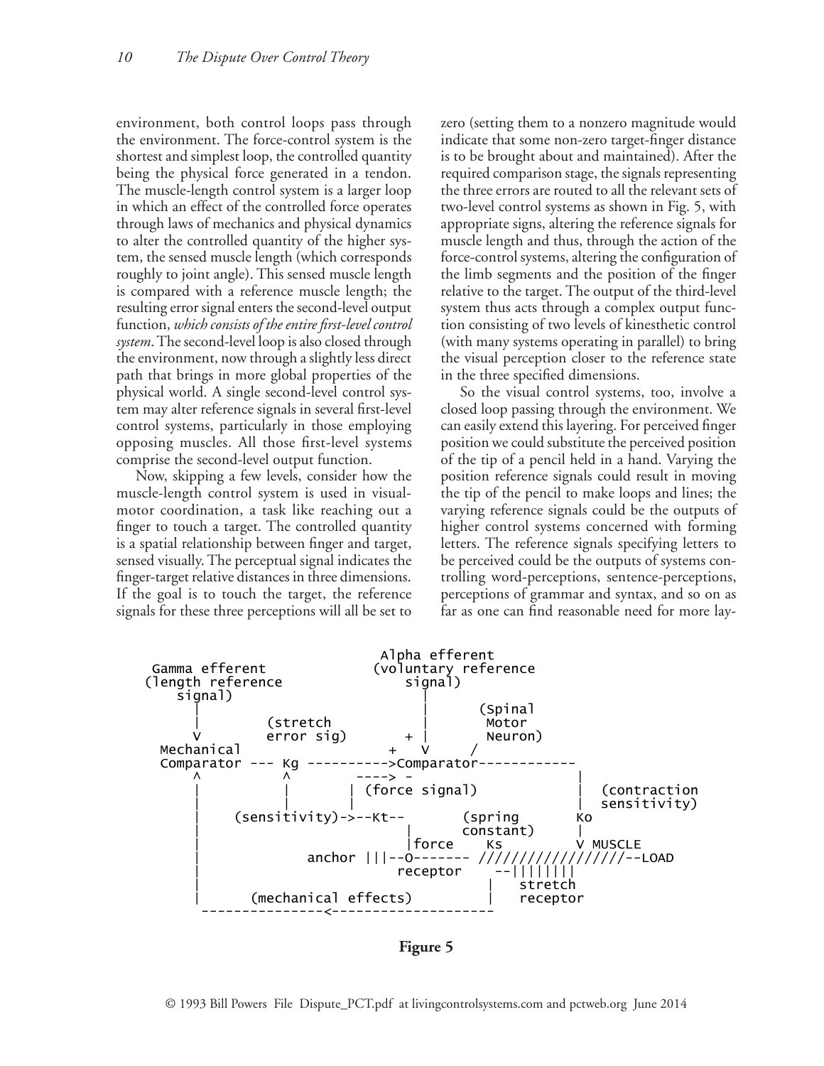environment, both control loops pass through the environment. The force-control system is the shortest and simplest loop, the controlled quantity being the physical force generated in a tendon. The muscle-length control system is a larger loop in which an effect of the controlled force operates through laws of mechanics and physical dynamics to alter the controlled quantity of the higher system, the sensed muscle length (which corresponds roughly to joint angle). This sensed muscle length is compared with a reference muscle length; the resulting error signal enters the second-level output function, *which consists of the entire first-level control system*. The second-level loop is also closed through the environment, now through a slightly less direct path that brings in more global properties of the physical world. A single second-level control system may alter reference signals in several first-level control systems, particularly in those employing opposing muscles. All those first-level systems comprise the second-level output function.

Now, skipping a few levels, consider how the muscle-length control system is used in visual-motor coordination, a task like reaching out a finger to touch a target. The controlled quantity is a spatial relationship between finger and target, sensed visually. The perceptual signal indicates the finger-target relative distances in three dimensions. If the goal is to touch the target, the reference signals for these three perceptions will all be set to zero (setting them to a nonzero magnitude would indicate that some non-zero target-finger distance is to be brought about and maintained). After the required comparison stage, the signals representing the three errors are routed to all the relevant sets of two-level control systems as shown in Fig. 5, with appropriate signs, altering the reference signals for muscle length and thus, through the action of the force-control systems, altering the configuration of the limb segments and the position of the finger relative to the target. The output of the third-level system thus acts through a complex output function consisting of two levels of kinesthetic control (with many systems operating in parallel) to bring the visual perception closer to the reference state in the three specified dimensions.

So the visual control systems, too, involve a closed loop passing through the environment. We can easily extend this layering. For perceived finger position we could substitute the perceived position of the tip of a pencil held in a hand. Varying the position reference signals could result in moving the tip of the pencil to make loops and lines; the varying reference signals could be the outputs of higher control systems concerned with forming letters. The reference signals specifying letters to be perceived could be the outputs of systems controlling word-perceptions, sentence-perceptions, perceptions of grammar and syntax, and so on as far as one can find reasonable need for more lay-

```
                                  Alpha efferent
   Gamma efferent               (voluntary reference
  (length reference                  signal)
     signal)                          |
        |                             |      (Spinal
        |         (stretch            |       Motor
        V         error sig)        + |       Neuron)
    Mechanical                     +  V      /
    Comparator --- Kg ---------->Comparator------------
        ^          ^        ----> -                    |
        |          |       | (force signal)            |  (contraction
        |          |       |                           |  sensitivity)
        |    (sensitivity)->--Kt--        (spring      Ko
        |                     |          constant)     |
        |                     |force      Ks           V MUSCLE
        |            anchor |||--O------- /////////////////--LOAD
        |                   receptor     --||||||||
        |                                 |    stretch
        |      (mechanical effects)       |    receptor
         ---------------<--------------------
```

**Figure 5**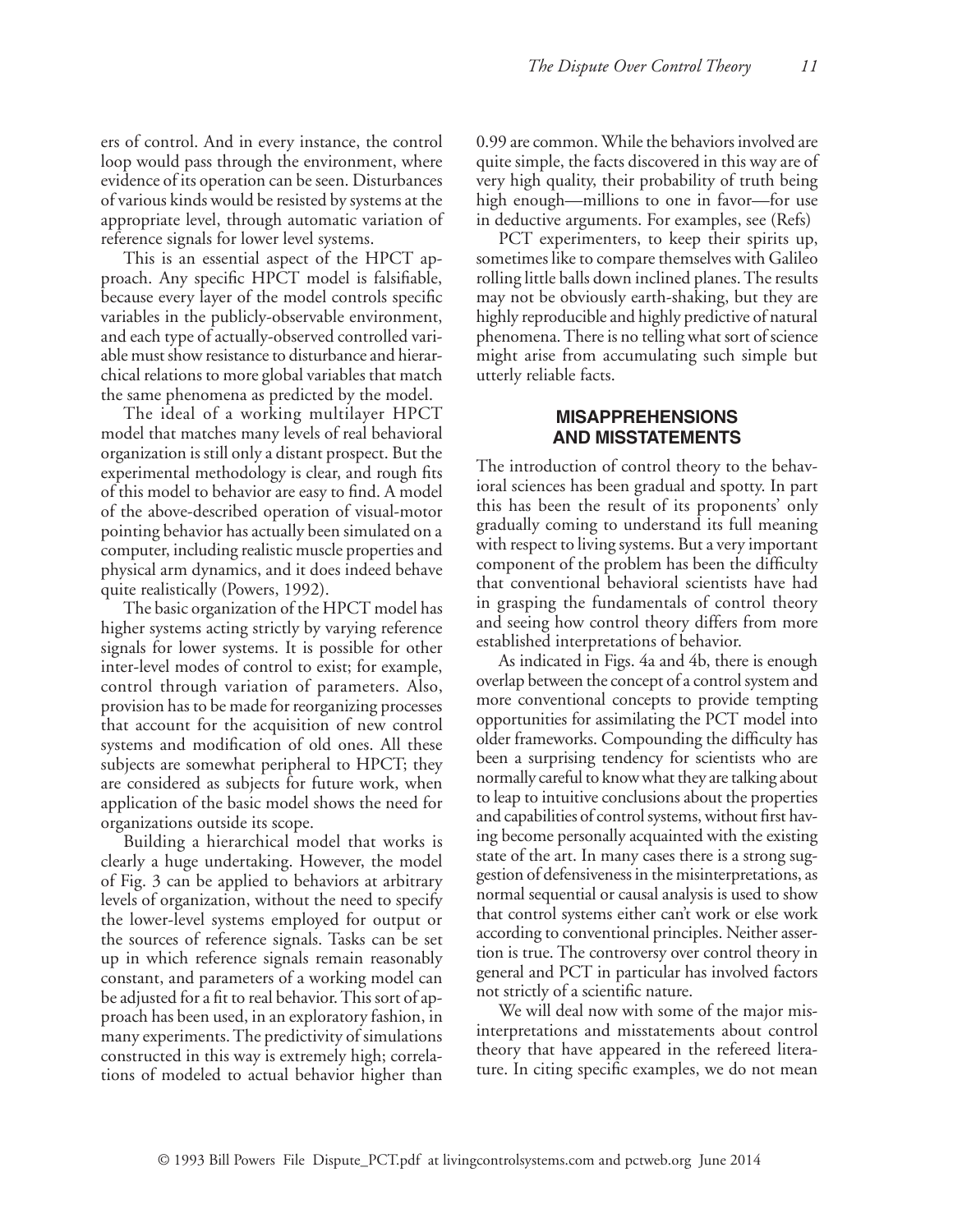ers of control. And in every instance, the control loop would pass through the environment, where evidence of its operation can be seen. Disturbances of various kinds would be resisted by systems at the appropriate level, through automatic variation of reference signals for lower level systems.

This is an essential aspect of the HPCT approach. Any specific HPCT model is falsifiable, because every layer of the model controls specific variables in the publicly-observable environment, and each type of actually-observed controlled variable must show resistance to disturbance and hierarchical relations to more global variables that match the same phenomena as predicted by the model.

The ideal of a working multilayer HPCT model that matches many levels of real behavioral organization is still only a distant prospect. But the experimental methodology is clear, and rough fits of this model to behavior are easy to find. A model of the above-described operation of visual-motor pointing behavior has actually been simulated on a computer, including realistic muscle properties and physical arm dynamics, and it does indeed behave quite realistically (Powers, 1992).

The basic organization of the HPCT model has higher systems acting strictly by varying reference signals for lower systems. It is possible for other inter-level modes of control to exist; for example, control through variation of parameters. Also, provision has to be made for reorganizing processes that account for the acquisition of new control systems and modification of old ones. All these subjects are somewhat peripheral to HPCT; they are considered as subjects for future work, when application of the basic model shows the need for organizations outside its scope.

Building a hierarchical model that works is clearly a huge undertaking. However, the model of Fig. 3 can be applied to behaviors at arbitrary levels of organization, without the need to specify the lower-level systems employed for output or the sources of reference signals. Tasks can be set up in which reference signals remain reasonably constant, and parameters of a working model can be adjusted for a fit to real behavior. This sort of approach has been used, in an exploratory fashion, in many experiments. The predictivity of simulations constructed in this way is extremely high; correlations of modeled to actual behavior higher than 0.99 are common. While the behaviors involved are quite simple, the facts discovered in this way are of very high quality, their probability of truth being high enough—millions to one in favor—for use in deductive arguments. For examples, see (Refs)

PCT experimenters, to keep their spirits up, sometimes like to compare themselves with Galileo rolling little balls down inclined planes. The results may not be obviously earth-shaking, but they are highly reproducible and highly predictive of natural phenomena. There is no telling what sort of science might arise from accumulating such simple but utterly reliable facts.

## MISAPPREHENSIONS AND MISSTATEMENTS

The introduction of control theory to the behavioral sciences has been gradual and spotty. In part this has been the result of its proponents' only gradually coming to understand its full meaning with respect to living systems. But a very important component of the problem has been the difficulty that conventional behavioral scientists have had in grasping the fundamentals of control theory and seeing how control theory differs from more established interpretations of behavior.

As indicated in Figs. 4a and 4b, there is enough overlap between the concept of a control system and more conventional concepts to provide tempting opportunities for assimilating the PCT model into older frameworks. Compounding the difficulty has been a surprising tendency for scientists who are normally careful to know what they are talking about to leap to intuitive conclusions about the properties and capabilities of control systems, without first having become personally acquainted with the existing state of the art. In many cases there is a strong suggestion of defensiveness in the misinterpretations, as normal sequential or causal analysis is used to show that control systems either can't work or else work according to conventional principles. Neither assertion is true. The controversy over control theory in general and PCT in particular has involved factors not strictly of a scientific nature.

We will deal now with some of the major misinterpretations and misstatements about control theory that have appeared in the refereed literature. In citing specific examples, we do not mean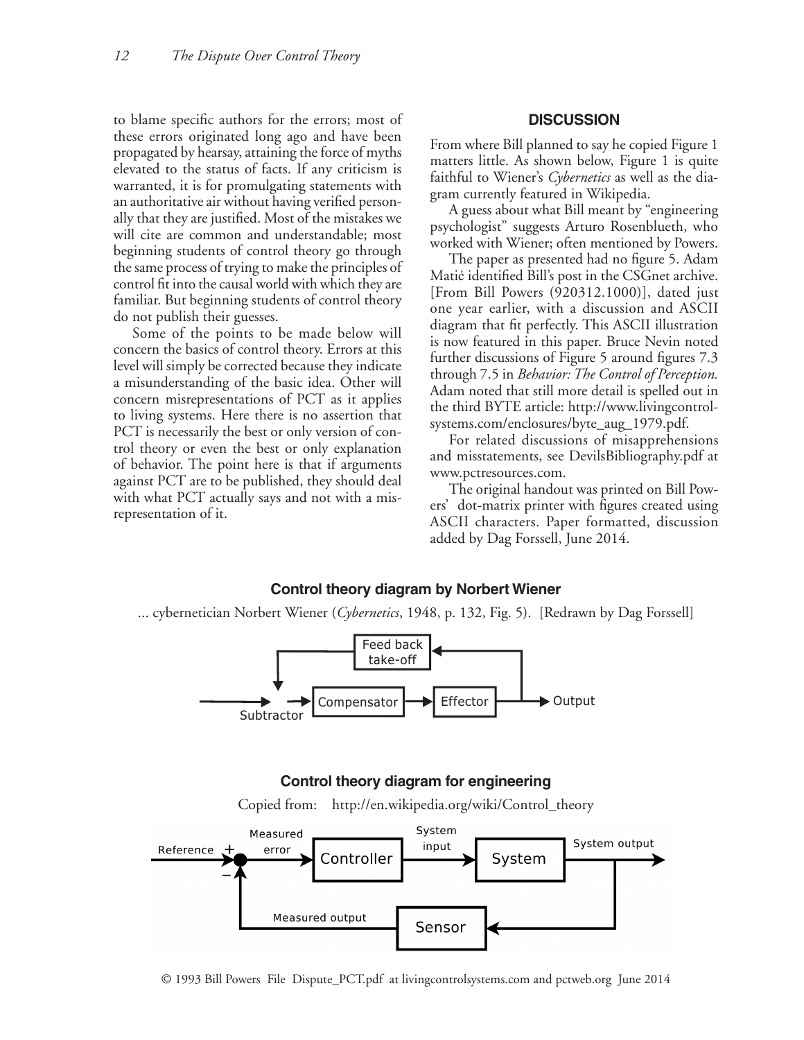to blame specific authors for the errors; most of these errors originated long ago and have been propagated by hearsay, attaining the force of myths elevated to the status of facts. If any criticism is warranted, it is for promulgating statements with an authoritative air without having verified personally that they are justified. Most of the mistakes we will cite are common and understandable; most beginning students of control theory go through the same process of trying to make the principles of control fit into the causal world with which they are familiar. But beginning students of control theory do not publish their guesses.

Some of the points to be made below will concern the basics of control theory. Errors at this level will simply be corrected because they indicate a misunderstanding of the basic idea. Other will concern misrepresentations of PCT as it applies to living systems. Here there is no assertion that PCT is necessarily the best or only version of control theory or even the best or only explanation of behavior. The point here is that if arguments against PCT are to be published, they should deal with what PCT actually says and not with a misrepresentation of it.

## DISCUSSION

From where Bill planned to say he copied Figure 1 matters little. As shown below, Figure 1 is quite faithful to Wiener's *Cybernetics* as well as the diagram currently featured in Wikipedia.

A guess about what Bill meant by "engineering psychologist" suggests Arturo Rosenblueth, who worked with Wiener; often mentioned by Powers.

The paper as presented had no figure 5. Adam Matić identified Bill's post in the CSGnet archive. [From Bill Powers (920312.1000)], dated just one year earlier, with a discussion and ASCII diagram that fit perfectly. This ASCII illustration is now featured in this paper. Bruce Nevin noted further discussions of Figure 5 around figures 7.3 through 7.5 in *Behavior: The Control of Perception.* Adam noted that still more detail is spelled out in the third BYTE article: http://www.livingcontrolsystems.com/enclosures/byte_aug_1979.pdf.

For related discussions of misapprehensions and misstatements, see DevilsBibliography.pdf at www.pctresources.com.

The original handout was printed on Bill Powers' dot-matrix printer with figures created using ASCII characters. Paper formatted, discussion added by Dag Forssell, June 2014.

### Control theory diagram by Norbert Wiener

... cybernetician Norbert Wiener (*Cybernetics*, 1948, p. 132, Fig. 5). [Redrawn by Dag Forssell]

Feed back take-off

Subtractor

Compensator

Effector

Output

### Control theory diagram for engineering

Copied from: http://en.wikipedia.org/wiki/Control_theory

Reference

+

−

Measured error

Controller

System input

System

System output

Measured output

Sensor